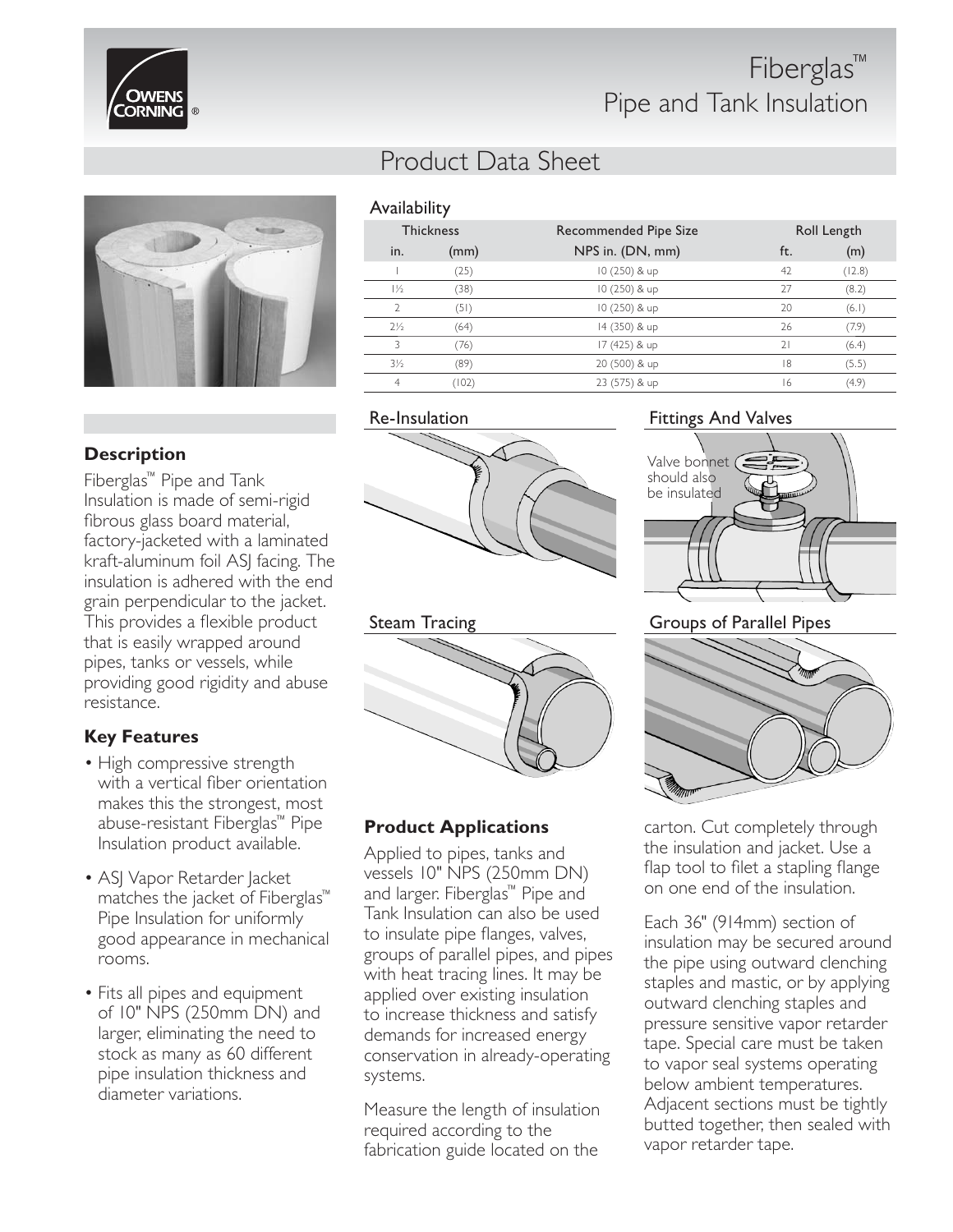# Fiberglas™ Pipe and Tank Insulation

## Product Data Sheet

### Availability

| Thickness | | Recommended Pipe Size | Roll Length | |
|---|---|---|---|---|
| in. | (mm) | NPS in. (DN, mm) | ft. | (m) |
| 1 | (25) | 10 (250) & up | 42 | (12.8) |
| 1½ | (38) | 10 (250) & up | 27 | (8.2) |
| 2 | (51) | 10 (250) & up | 20 | (6.1) |
| 2½ | (64) | 14 (350) & up | 26 | (7.9) |
| 3 | (76) | 17 (425) & up | 21 | (6.4) |
| 3½ | (89) | 20 (500) & up | 18 | (5.5) |
| 4 | (102) | 23 (575) & up | 16 | (4.9) |

Re-Insulation

Fittings And Valves

Valve bonnet should also be insulated

Steam Tracing

Groups of Parallel Pipes

### Description

Fiberglas™ Pipe and Tank Insulation is made of semi-rigid fibrous glass board material, factory-jacketed with a laminated kraft-aluminum foil ASJ facing. The insulation is adhered with the end grain perpendicular to the jacket. This provides a flexible product that is easily wrapped around pipes, tanks or vessels, while providing good rigidity and abuse resistance.

### Key Features

- High compressive strength with a vertical fiber orientation makes this the strongest, most abuse-resistant Fiberglas™ Pipe Insulation product available.
- ASJ Vapor Retarder Jacket matches the jacket of Fiberglas™ Pipe Insulation for uniformly good appearance in mechanical rooms.
- Fits all pipes and equipment of 10" NPS (250mm DN) and larger, eliminating the need to stock as many as 60 different pipe insulation thickness and diameter variations.

### Product Applications

Applied to pipes, tanks and vessels 10" NPS (250mm DN) and larger. Fiberglas™ Pipe and Tank Insulation can also be used to insulate pipe flanges, valves, groups of parallel pipes, and pipes with heat tracing lines. It may be applied over existing insulation to increase thickness and satisfy demands for increased energy conservation in already-operating systems.

Measure the length of insulation required according to the fabrication guide located on the carton. Cut completely through the insulation and jacket. Use a flap tool to filet a stapling flange on one end of the insulation.

Each 36" (914mm) section of insulation may be secured around the pipe using outward clenching staples and mastic, or by applying outward clenching staples and pressure sensitive vapor retarder tape. Special care must be taken to vapor seal systems operating below ambient temperatures. Adjacent sections must be tightly butted together, then sealed with vapor retarder tape.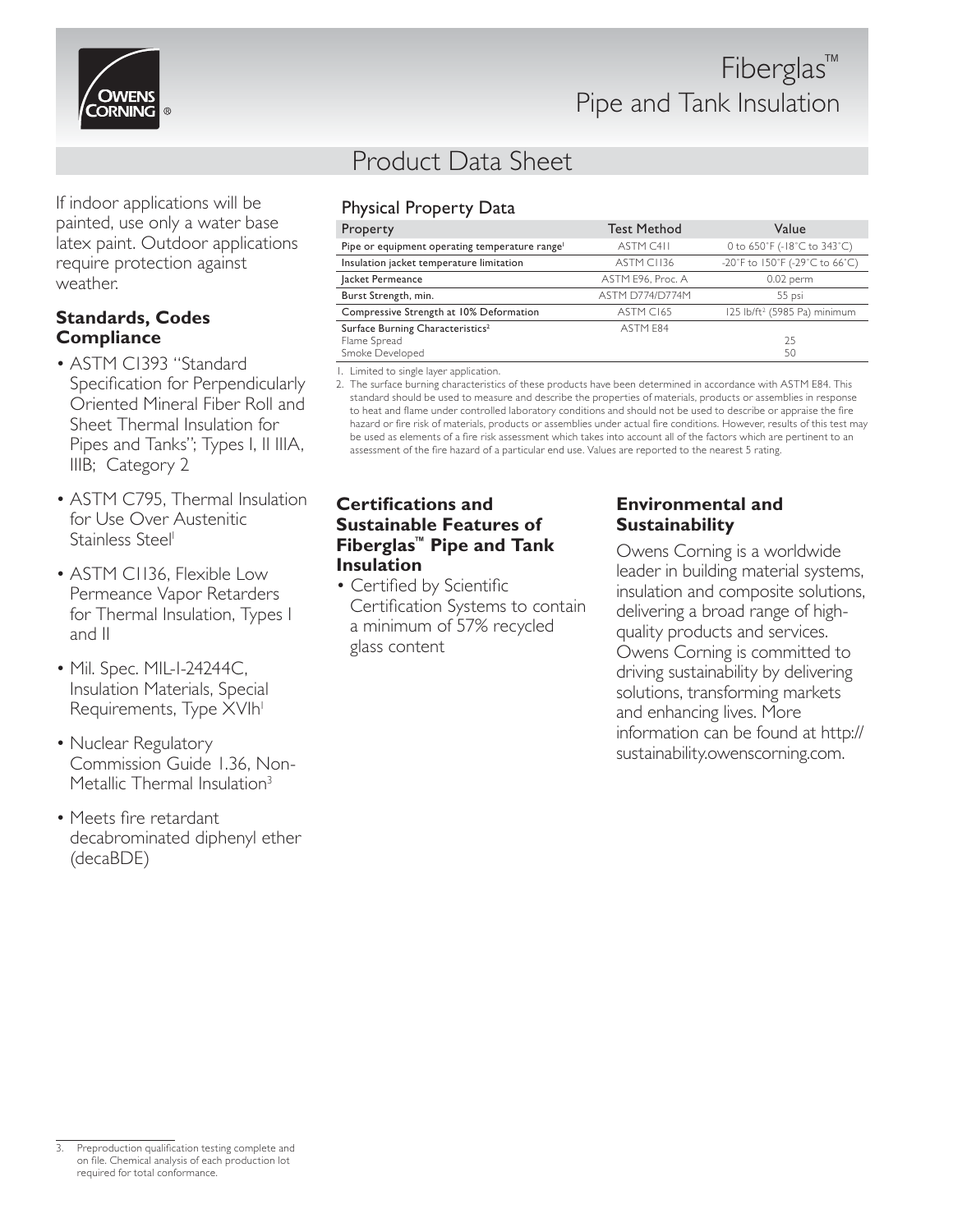# Fiberglas™ Pipe and Tank Insulation

## Product Data Sheet

If indoor applications will be painted, use only a water base latex paint. Outdoor applications require protection against weather.

### Standards, Codes Compliance

- ASTM C1393 "Standard Specification for Perpendicularly Oriented Mineral Fiber Roll and Sheet Thermal Insulation for Pipes and Tanks"; Types I, II IIIA, IIIB; Category 2
- ASTM C795, Thermal Insulation for Use Over Austenitic Stainless Steel[1]
- ASTM C1136, Flexible Low Permeance Vapor Retarders for Thermal Insulation, Types I and II
- Mil. Spec. MIL-I-24244C, Insulation Materials, Special Requirements, Type XVIh[1]
- Nuclear Regulatory Commission Guide 1.36, Non-Metallic Thermal Insulation[3]
- Meets fire retardant decabrominated diphenyl ether (decaBDE)

### Physical Property Data

| Property | Test Method | Value |
|---|---|---|
| Pipe or equipment operating temperature range[1] | ASTM C411 | 0 to 650°F (-18°C to 343°C) |
| Insulation jacket temperature limitation | ASTM C1136 | -20°F to 150°F (-29°C to 66°C) |
| Jacket Permeance | ASTM E96, Proc. A | 0.02 perm |
| Burst Strength, min. | ASTM D774/D774M | 55 psi |
| Compressive Strength at 10% Deformation | ASTM C165 | 125 lb/ft² (5985 Pa) minimum |
| Surface Burning Characteristics[2] | ASTM E84 | |
| Flame Spread | | 25 |
| Smoke Developed | | 50 |

1. Limited to single layer application.
2. The surface burning characteristics of these products have been determined in accordance with ASTM E84. This standard should be used to measure and describe the properties of materials, products or assemblies in response to heat and flame under controlled laboratory conditions and should not be used to describe or appraise the fire hazard or fire risk of materials, products or assemblies under actual fire conditions. However, results of this test may be used as elements of a fire risk assessment which takes into account all of the factors which are pertinent to an assessment of the fire hazard of a particular end use. Values are reported to the nearest 5 rating.

### Certifications and Sustainable Features of Fiberglas™ Pipe and Tank Insulation

- Certified by Scientific Certification Systems to contain a minimum of 57% recycled glass content

### Environmental and Sustainability

Owens Corning is a worldwide leader in building material systems, insulation and composite solutions, delivering a broad range of high-quality products and services. Owens Corning is committed to driving sustainability by delivering solutions, transforming markets and enhancing lives. More information can be found at http://sustainability.owenscorning.com.

3. Preproduction qualification testing complete and on file. Chemical analysis of each production lot required for total conformance.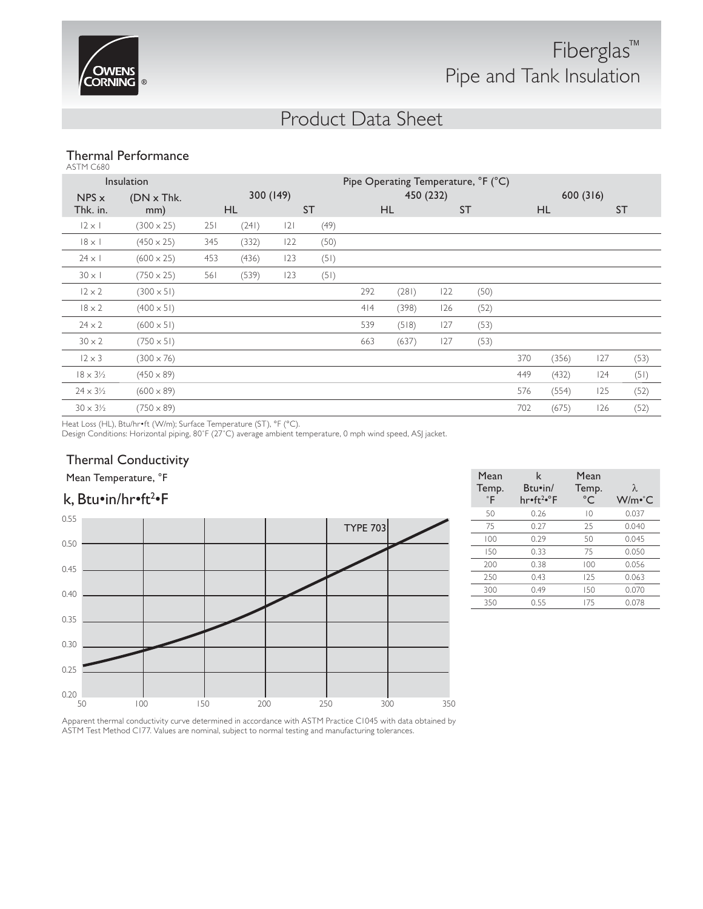# Fiberglas™ Pipe and Tank Insulation

## Product Data Sheet

### Thermal Performance

ASTM C680

| Insulation | | Pipe Operating Temperature, °F (°C) | | | | | | | | | | | |
|---|---|---|---|---|---|---|---|---|---|---|---|---|---|
| | | 300 (149) | | | | 450 (232) | | | | 600 (316) | | | |
| NPS x Thk. in. | (DN x Thk. mm) | HL | | ST | | HL | | ST | | HL | | ST | |
| 12 × 1 | (300 × 25) | 251 | (241) | 121 | (49) | | | | | | | | |
| 18 × 1 | (450 × 25) | 345 | (332) | 122 | (50) | | | | | | | | |
| 24 × 1 | (600 × 25) | 453 | (436) | 123 | (51) | | | | | | | | |
| 30 × 1 | (750 × 25) | 561 | (539) | 123 | (51) | | | | | | | | |
| 12 × 2 | (300 × 51) | | | | | 292 | (281) | 122 | (50) | | | | |
| 18 × 2 | (400 × 51) | | | | | 414 | (398) | 126 | (52) | | | | |
| 24 × 2 | (600 × 51) | | | | | 539 | (518) | 127 | (53) | | | | |
| 30 × 2 | (750 × 51) | | | | | 663 | (637) | 127 | (53) | | | | |
| 12 × 3 | (300 × 76) | | | | | | | | | 370 | (356) | 127 | (53) |
| 18 × 3½ | (450 × 89) | | | | | | | | | 449 | (432) | 124 | (51) |
| 24 × 3½ | (600 × 89) | | | | | | | | | 576 | (554) | 125 | (52) |
| 30 × 3½ | (750 × 89) | | | | | | | | | 702 | (675) | 126 | (52) |

Heat Loss (HL), Btu/hr•ft (W/m); Surface Temperature (ST), °F (°C).
Design Conditions: Horizontal piping, 80°F (27°C) average ambient temperature, 0 mph wind speed, ASJ jacket.

### Thermal Conductivity

Mean Temperature, °F

k, Btu•in/hr•ft²•F

| Mean Temp. °F | k Btu•in/ hr•ft²•°F | Mean Temp. °C | λ W/m•°C |
|---|---|---|---|
| 50 | 0.26 | 10 | 0.037 |
| 75 | 0.27 | 25 | 0.040 |
| 100 | 0.29 | 50 | 0.045 |
| 150 | 0.33 | 75 | 0.050 |
| 200 | 0.38 | 100 | 0.056 |
| 250 | 0.43 | 125 | 0.063 |
| 300 | 0.49 | 150 | 0.070 |
| 350 | 0.55 | 175 | 0.078 |

Apparent thermal conductivity curve determined in accordance with ASTM Practice C1045 with data obtained by ASTM Test Method C177. Values are nominal, subject to normal testing and manufacturing tolerances.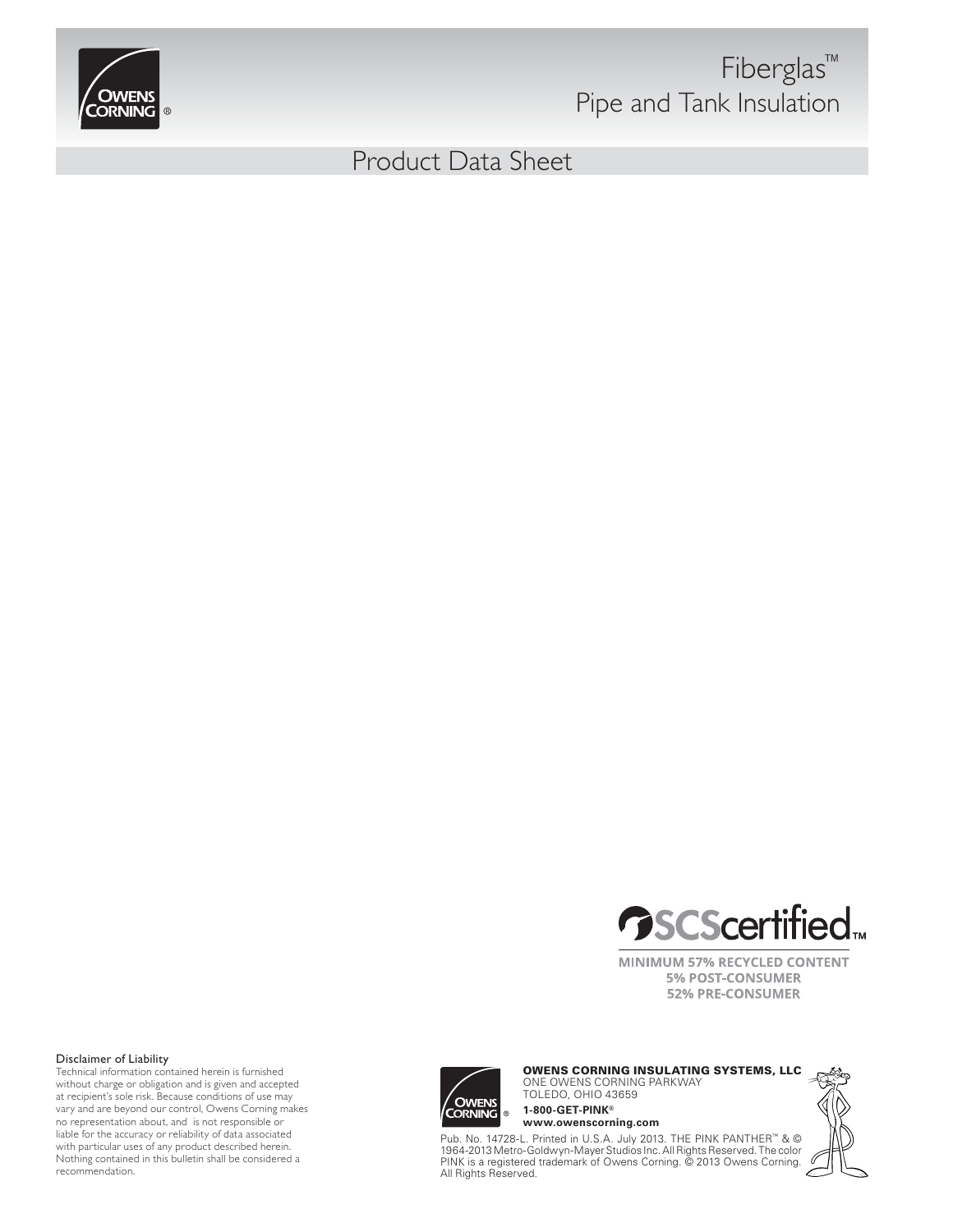# Fiberglas™ Pipe and Tank Insulation

## Product Data Sheet

SCScertified™

MINIMUM 57% RECYCLED CONTENT
5% POST-CONSUMER
52% PRE-CONSUMER

**Disclaimer of Liability**

Technical information contained herein is furnished without charge or obligation and is given and accepted at recipient's sole risk. Because conditions of use may vary and are beyond our control, Owens Corning makes no representation about, and is not responsible or liable for the accuracy or reliability of data associated with particular uses of any product described herein. Nothing contained in this bulletin shall be considered a recommendation.

**OWENS CORNING INSULATING SYSTEMS, LLC**
ONE OWENS CORNING PARKWAY
TOLEDO, OHIO 43659

**1-800-GET-PINK®**
**www.owenscorning.com**

Pub. No. 14728-L. Printed in U.S.A. July 2013. THE PINK PANTHER™ & © 1964-2013 Metro-Goldwyn-Mayer Studios Inc. All Rights Reserved. The color PINK is a registered trademark of Owens Corning. © 2013 Owens Corning. All Rights Reserved.